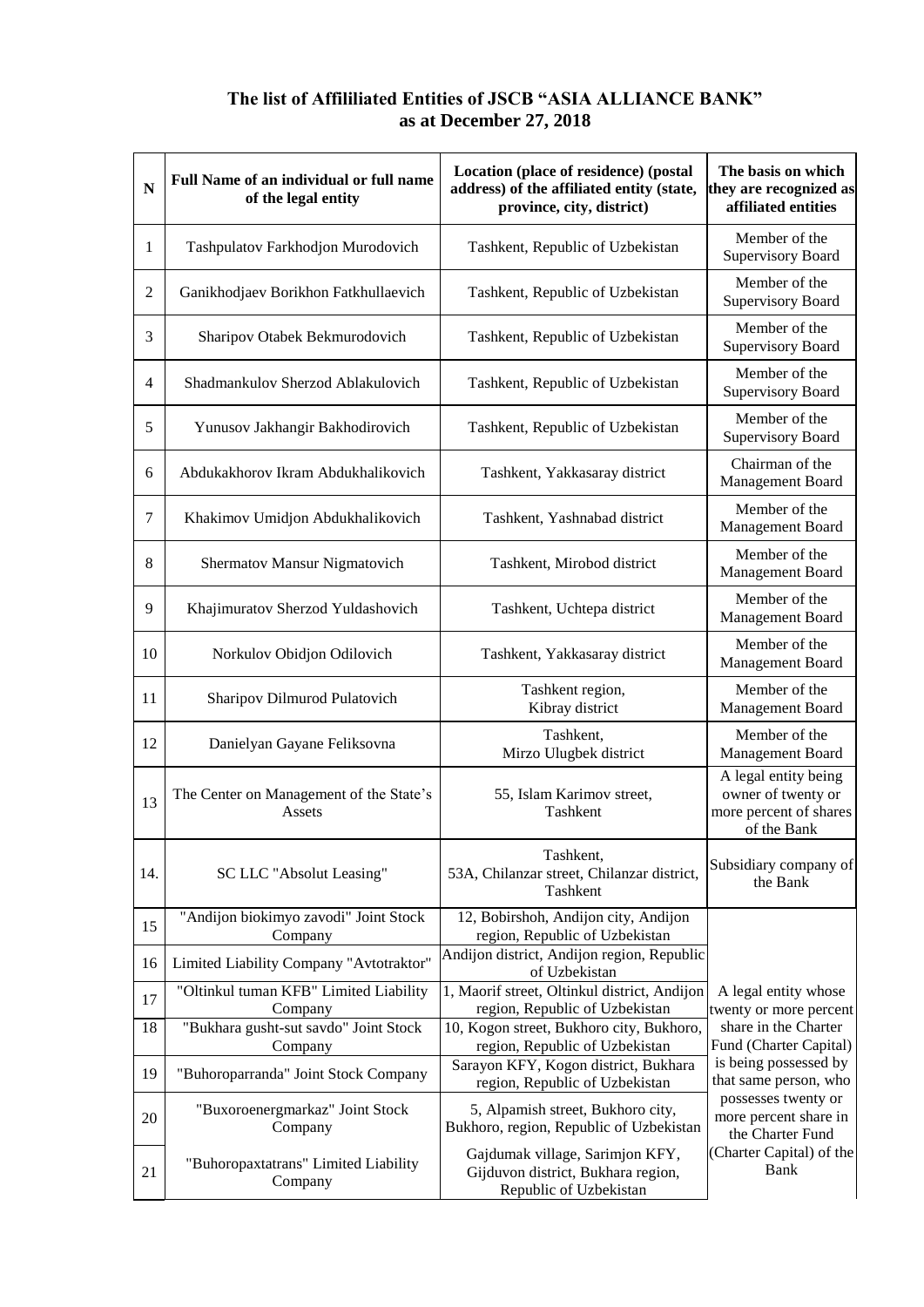# The list of Affililiated Entities of JSCB "ASIA ALLIANCE BANK" as at December 27, 2018

| N | Full Name of an individual or full name of the legal entity | Location (place of residence) (postal address) of the affiliated entity (state, province, city, district) | The basis on which they are recognized as affiliated entities |
|---|---|---|---|
| 1 | Tashpulatov Farkhodjon Murodovich | Tashkent, Republic of Uzbekistan | Member of the Supervisory Board |
| 2 | Ganikhodjaev Borikhon Fatkhullaevich | Tashkent, Republic of Uzbekistan | Member of the Supervisory Board |
| 3 | Sharipov Otabek Bekmurodovich | Tashkent, Republic of Uzbekistan | Member of the Supervisory Board |
| 4 | Shadmankulov Sherzod Ablakulovich | Tashkent, Republic of Uzbekistan | Member of the Supervisory Board |
| 5 | Yunusov Jakhangir Bakhodirovich | Tashkent, Republic of Uzbekistan | Member of the Supervisory Board |
| 6 | Abdukakhorov Ikram Abdukhalikovich | Tashkent, Yakkasaray district | Chairman of the Management Board |
| 7 | Khakimov Umidjon Abdukhalikovich | Tashkent, Yashnabad district | Member of the Management Board |
| 8 | Shermatov Mansur Nigmatovich | Tashkent, Mirobod district | Member of the Management Board |
| 9 | Khajimuratov Sherzod Yuldashovich | Tashkent, Uchtepa district | Member of the Management Board |
| 10 | Norkulov Obidjon Odilovich | Tashkent, Yakkasaray district | Member of the Management Board |
| 11 | Sharipov Dilmurod Pulatovich | Tashkent region, Kibray district | Member of the Management Board |
| 12 | Danielyan Gayane Feliksovna | Tashkent, Mirzo Ulugbek district | Member of the Management Board |
| 13 | The Center on Management of the State's Assets | 55, Islam Karimov street, Tashkent | A legal entity being owner of twenty or more percent of shares of the Bank |
| 14. | SC LLC "Absolut Leasing" | Tashkent, 53A, Chilanzar street, Chilanzar district, Tashkent | Subsidiary company of the Bank |
| 15 | "Andijon biokimyo zavodi" Joint Stock Company | 12, Bobirshoh, Andijon city, Andijon region, Republic of Uzbekistan | A legal entity whose twenty or more percent share in the Charter Fund (Charter Capital) is being possessed by that same person, who possesses twenty or more percent share in the Charter Fund (Charter Capital) of the Bank |
| 16 | Limited Liability Company "Avtotraktor" | Andijon district, Andijon region, Republic of Uzbekistan | |
| 17 | "Oltinkul tuman KFB" Limited Liability Company | 1, Maorif street, Oltinkul district, Andijon region, Republic of Uzbekistan | |
| 18 | "Bukhara gusht-sut savdo" Joint Stock Company | 10, Kogon street, Bukhoro city, Bukhoro, region, Republic of Uzbekistan | |
| 19 | "Buhoroparranda" Joint Stock Company | Sarayon KFY, Kogon district, Bukhara region, Republic of Uzbekistan | |
| 20 | "Buxoroenergmarkaz" Joint Stock Company | 5, Alpamish street, Bukhoro city, Bukhoro, region, Republic of Uzbekistan | |
| 21 | "Buhoropaxtatrans" Limited Liability Company | Gajdumak village, Sarimjon KFY, Gijduvon district, Bukhara region, Republic of Uzbekistan | |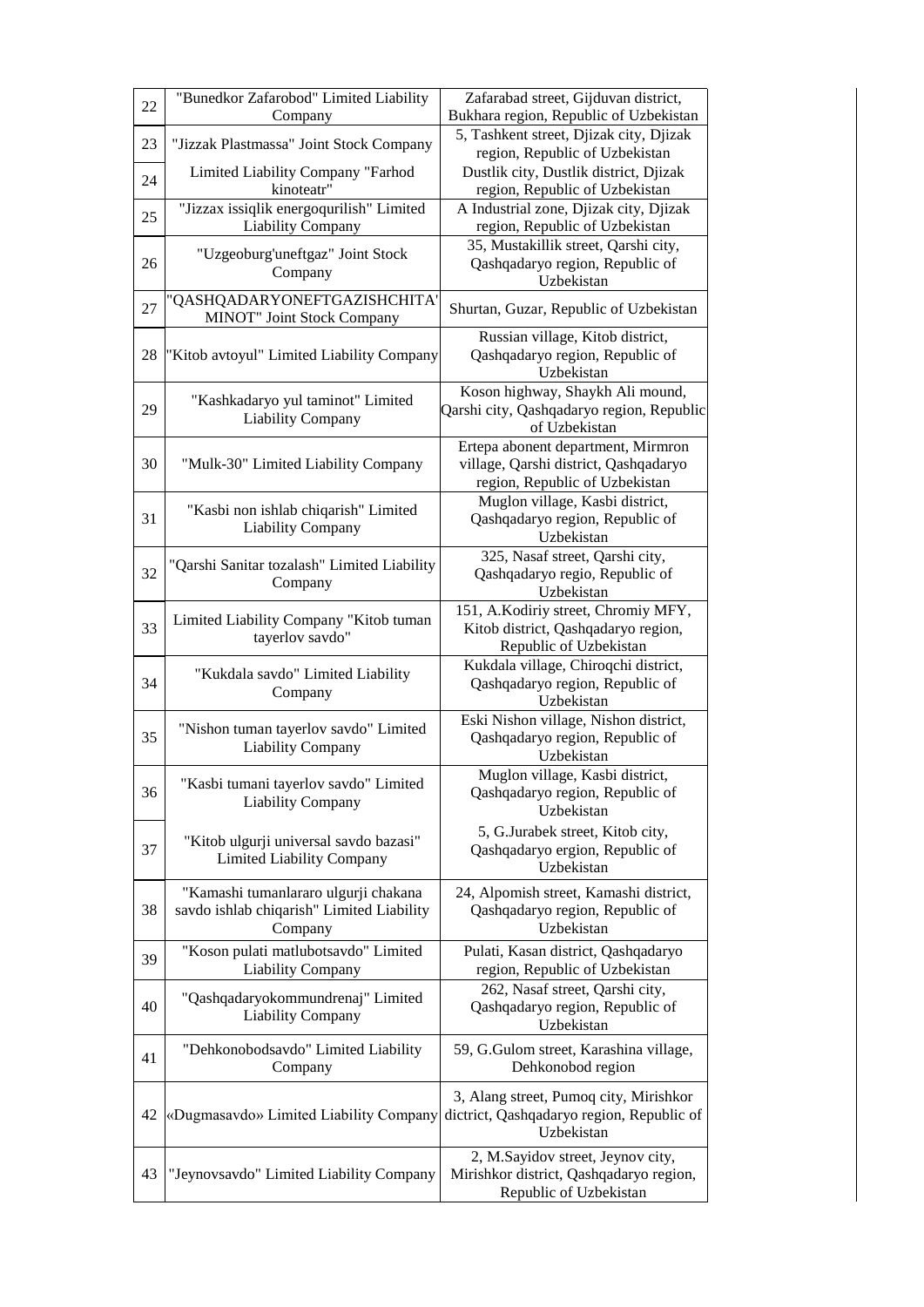| 22 | "Bunedkor Zafarobod" Limited Liability Company | Zafarabad street, Gijduvan district, Bukhara region, Republic of Uzbekistan |
|---|---|---|
| 23 | "Jizzak Plastmassa" Joint Stock Company | 5, Tashkent street, Djizak city, Djizak region, Republic of Uzbekistan |
| 24 | Limited Liability Company "Farhod kinoteatr" | Dustlik city, Dustlik district, Djizak region, Republic of Uzbekistan |
| 25 | "Jizzax issiqlik energoqurilish" Limited Liability Company | A Industrial zone, Djizak city, Djizak region, Republic of Uzbekistan |
| 26 | "Uzgeoburg'uneftgaz" Joint Stock Company | 35, Mustakillik street, Qarshi city, Qashqadaryo region, Republic of Uzbekistan |
| 27 | "QASHQADARYONEFTGAZISHCHITA' MINOT" Joint Stock Company | Shurtan, Guzar, Republic of Uzbekistan |
| 28 | "Kitob avtoyul" Limited Liability Company | Russian village, Kitob district, Qashqadaryo region, Republic of Uzbekistan |
| 29 | "Kashkadaryo yul taminot" Limited Liability Company | Koson highway, Shaykh Ali mound, Qarshi city, Qashqadaryo region, Republic of Uzbekistan |
| 30 | "Mulk-30" Limited Liability Company | Ertepa abonent department, Mirmron village, Qarshi district, Qashqadaryo region, Republic of Uzbekistan |
| 31 | "Kasbi non ishlab chiqarish" Limited Liability Company | Muglon village, Kasbi district, Qashqadaryo region, Republic of Uzbekistan |
| 32 | "Qarshi Sanitar tozalash" Limited Liability Company | 325, Nasaf street, Qarshi city, Qashqadaryo regio, Republic of Uzbekistan |
| 33 | Limited Liability Company "Kitob tuman tayerlov savdo" | 151, A.Kodiriy street, Chromiy MFY, Kitob district, Qashqadaryo region, Republic of Uzbekistan |
| 34 | "Kukdala savdo" Limited Liability Company | Kukdala village, Chiroqchi district, Qashqadaryo region, Republic of Uzbekistan |
| 35 | "Nishon tuman tayerlov savdo" Limited Liability Company | Eski Nishon village, Nishon district, Qashqadaryo region, Republic of Uzbekistan |
| 36 | "Kasbi tumani tayerlov savdo" Limited Liability Company | Muglon village, Kasbi district, Qashqadaryo region, Republic of Uzbekistan |
| 37 | "Kitob ulgurji universal savdo bazasi" Limited Liability Company | 5, G.Jurabek street, Kitob city, Qashqadaryo ergion, Republic of Uzbekistan |
| 38 | "Kamashi tumanlararo ulgurji chakana savdo ishlab chiqarish" Limited Liability Company | 24, Alpomish street, Kamashi district, Qashqadaryo region, Republic of Uzbekistan |
| 39 | "Koson pulati matlubotsavdo" Limited Liability Company | Pulati, Kasan district, Qashqadaryo region, Republic of Uzbekistan |
| 40 | "Qashqadaryokommundrenaj" Limited Liability Company | 262, Nasaf street, Qarshi city, Qashqadaryo region, Republic of Uzbekistan |
| 41 | "Dehkonobodsavdo" Limited Liability Company | 59, G.Gulom street, Karashina village, Dehkonobod region |
| 42 | «Dugmasavdo» Limited Liability Company | 3, Alang street, Pumoq city, Mirishkor dictrict, Qashqadaryo region, Republic of Uzbekistan |
| 43 | "Jeynovsavdo" Limited Liability Company | 2, M.Sayidov street, Jeynov city, Mirishkor district, Qashqadaryo region, Republic of Uzbekistan |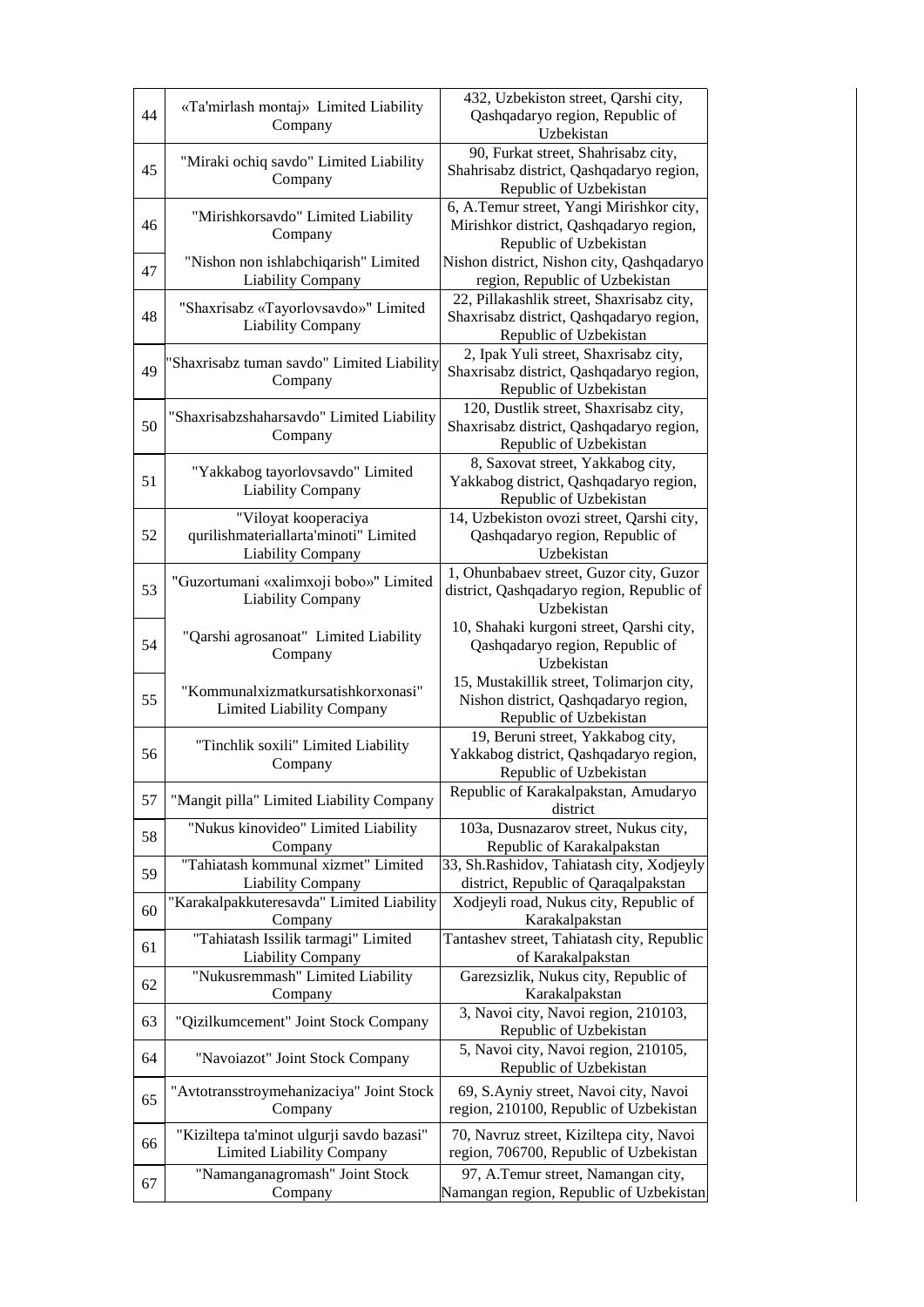| 44 | «Ta'mirlash montaj» Limited Liability Company | 432, Uzbekiston street, Qarshi city, Qashqadaryo region, Republic of Uzbekistan |
|---|---|---|
| 45 | "Miraki ochiq savdo" Limited Liability Company | 90, Furkat street, Shahrisabz city, Shahrisabz district, Qashqadaryo region, Republic of Uzbekistan |
| 46 | "Mirishkorsavdo" Limited Liability Company | 6, A.Temur street, Yangi Mirishkor city, Mirishkor district, Qashqadaryo region, Republic of Uzbekistan |
| 47 | "Nishon non ishlabchiqarish" Limited Liability Company | Nishon district, Nishon city, Qashqadaryo region, Republic of Uzbekistan |
| 48 | "Shaxrisabz «Tayorlovsavdo»" Limited Liability Company | 22, Pillakashlik street, Shaxrisabz city, Shaxrisabz district, Qashqadaryo region, Republic of Uzbekistan |
| 49 | "Shaxrisabz tuman savdo" Limited Liability Company | 2, Ipak Yuli street, Shaxrisabz city, Shaxrisabz district, Qashqadaryo region, Republic of Uzbekistan |
| 50 | "Shaxrisabzshaharsavdo" Limited Liability Company | 120, Dustlik street, Shaxrisabz city, Shaxrisabz district, Qashqadaryo region, Republic of Uzbekistan |
| 51 | "Yakkabog tayorlovsavdo" Limited Liability Company | 8, Saxovat street, Yakkabog city, Yakkabog district, Qashqadaryo region, Republic of Uzbekistan |
| 52 | "Viloyat kooperaciya qurilishmateriallarta'minoti" Limited Liability Company | 14, Uzbekiston ovozi street, Qarshi city, Qashqadaryo region, Republic of Uzbekistan |
| 53 | "Guzortumani «xalimxoji bobo»" Limited Liability Company | 1, Ohunbabaev street, Guzor city, Guzor district, Qashqadaryo region, Republic of Uzbekistan |
| 54 | "Qarshi agrosanoat" Limited Liability Company | 10, Shahaki kurgoni street, Qarshi city, Qashqadaryo region, Republic of Uzbekistan |
| 55 | "Kommunalxizmatkursatishkorxonasi" Limited Liability Company | 15, Mustakillik street, Tolimarjon city, Nishon district, Qashqadaryo region, Republic of Uzbekistan |
| 56 | "Tinchlik soxili" Limited Liability Company | 19, Beruni street, Yakkabog city, Yakkabog district, Qashqadaryo region, Republic of Uzbekistan |
| 57 | "Mangit pilla" Limited Liability Company | Republic of Karakalpakstan, Amudaryo district |
| 58 | "Nukus kinovideo" Limited Liability Company | 103a, Dusnazarov street, Nukus city, Republic of Karakalpakstan |
| 59 | "Tahiatash kommunal xizmet" Limited Liability Company | 33, Sh.Rashidov, Tahiatash city, Xodjeyly district, Republic of Qaraqalpakstan |
| 60 | "Karakalpakkuteresavda" Limited Liability Company | Xodjeyli road, Nukus city, Republic of Karakalpakstan |
| 61 | "Tahiatash Issilik tarmagi" Limited Liability Company | Tantashev street, Tahiatash city, Republic of Karakalpakstan |
| 62 | "Nukusremmash" Limited Liability Company | Garezsizlik, Nukus city, Republic of Karakalpakstan |
| 63 | "Qizilkumcement" Joint Stock Company | 3, Navoi city, Navoi region, 210103, Republic of Uzbekistan |
| 64 | "Navoiazot" Joint Stock Company | 5, Navoi city, Navoi region, 210105, Republic of Uzbekistan |
| 65 | "Avtotransstroymehanizaciya" Joint Stock Company | 69, S.Ayniy street, Navoi city, Navoi region, 210100, Republic of Uzbekistan |
| 66 | "Kiziltepa ta'minot ulgurji savdo bazasi" Limited Liability Company | 70, Navruz street, Kiziltepa city, Navoi region, 706700, Republic of Uzbekistan |
| 67 | "Namanganagromash" Joint Stock Company | 97, A.Temur street, Namangan city, Namangan region, Republic of Uzbekistan |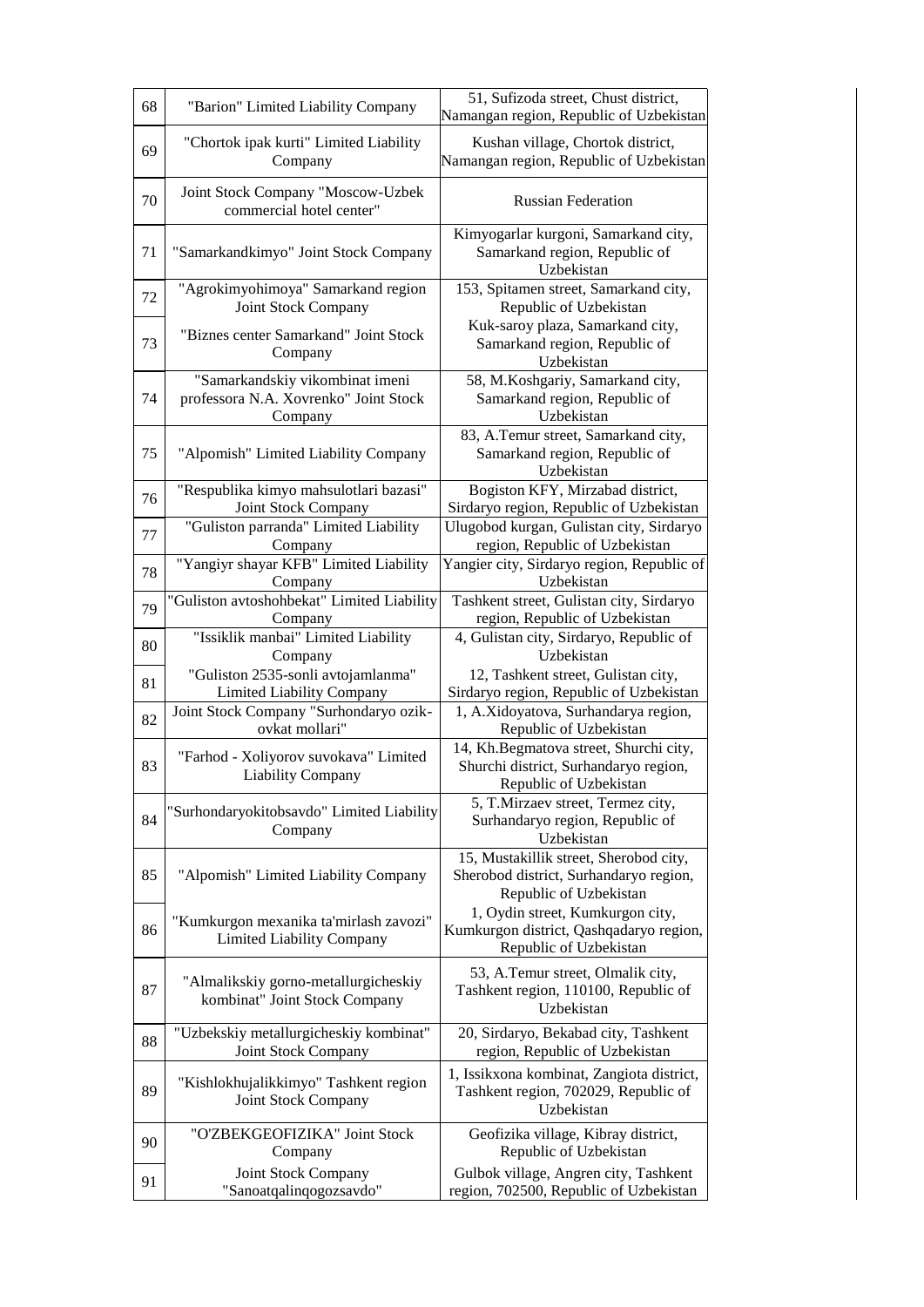| | | |
|---|---|---|
| 68 | "Barion" Limited Liability Company | 51, Sufizoda street, Chust district, Namangan region, Republic of Uzbekistan |
| 69 | "Chortok ipak kurti" Limited Liability Company | Kushan village, Chortok district, Namangan region, Republic of Uzbekistan |
| 70 | Joint Stock Company "Moscow-Uzbek commercial hotel center" | Russian Federation |
| 71 | "Samarkandkimyo" Joint Stock Company | Kimyogarlar kurgoni, Samarkand city, Samarkand region, Republic of Uzbekistan |
| 72 | "Agrokimyohimoya" Samarkand region Joint Stock Company | 153, Spitamen street, Samarkand city, Republic of Uzbekistan |
| 73 | "Biznes center Samarkand" Joint Stock Company | Kuk-saroy plaza, Samarkand city, Samarkand region, Republic of Uzbekistan |
| 74 | "Samarkandskiy vikombinat imeni professora N.A. Xovrenko" Joint Stock Company | 58, M.Koshgariy, Samarkand city, Samarkand region, Republic of Uzbekistan |
| 75 | "Alpomish" Limited Liability Company | 83, A.Temur street, Samarkand city, Samarkand region, Republic of Uzbekistan |
| 76 | "Respublika kimyo mahsulotlari bazasi" Joint Stock Company | Bogiston KFY, Mirzabad district, Sirdaryo region, Republic of Uzbekistan |
| 77 | "Guliston parranda" Limited Liability Company | Ulugobod kurgan, Gulistan city, Sirdaryo region, Republic of Uzbekistan |
| 78 | "Yangiyr shayar KFB" Limited Liability Company | Yangier city, Sirdaryo region, Republic of Uzbekistan |
| 79 | "Guliston avtoshohbekat" Limited Liability Company | Tashkent street, Gulistan city, Sirdaryo region, Republic of Uzbekistan |
| 80 | "Issiklik manbai" Limited Liability Company | 4, Gulistan city, Sirdaryo, Republic of Uzbekistan |
| 81 | "Guliston 2535-sonli avtojamlanma" Limited Liability Company | 12, Tashkent street, Gulistan city, Sirdaryo region, Republic of Uzbekistan |
| 82 | Joint Stock Company "Surhondaryo ozik-ovkat mollari" | 1, A.Xidoyatova, Surhandarya region, Republic of Uzbekistan |
| 83 | "Farhod - Xoliyorov suvokava" Limited Liability Company | 14, Kh.Begmatova street, Shurchi city, Shurchi district, Surhandaryo region, Republic of Uzbekistan |
| 84 | "Surhondaryokitobsavdo" Limited Liability Company | 5, T.Mirzaev street, Termez city, Surhandaryo region, Republic of Uzbekistan |
| 85 | "Alpomish" Limited Liability Company | 15, Mustakillik street, Sherobod city, Sherobod district, Surhandaryo region, Republic of Uzbekistan |
| 86 | "Kumkurgon mexanika ta'mirlash zavozi" Limited Liability Company | 1, Oydin street, Kumkurgon city, Kumkurgon district, Qashqadaryo region, Republic of Uzbekistan |
| 87 | "Almalikskiy gorno-metallurgicheskiy kombinat" Joint Stock Company | 53, A.Temur street, Olmalik city, Tashkent region, 110100, Republic of Uzbekistan |
| 88 | "Uzbekskiy metallurgicheskiy kombinat" Joint Stock Company | 20, Sirdaryo, Bekabad city, Tashkent region, Republic of Uzbekistan |
| 89 | "Kishlokhujalikkimyo" Tashkent region Joint Stock Company | 1, Issikxona kombinat, Zangiota district, Tashkent region, 702029, Republic of Uzbekistan |
| 90 | "O'ZBEKGEOFIZIKA" Joint Stock Company | Geofizika village, Kibray district, Republic of Uzbekistan |
| 91 | Joint Stock Company "Sanoatqalinqogozsavdo" | Gulbok village, Angren city, Tashkent region, 702500, Republic of Uzbekistan |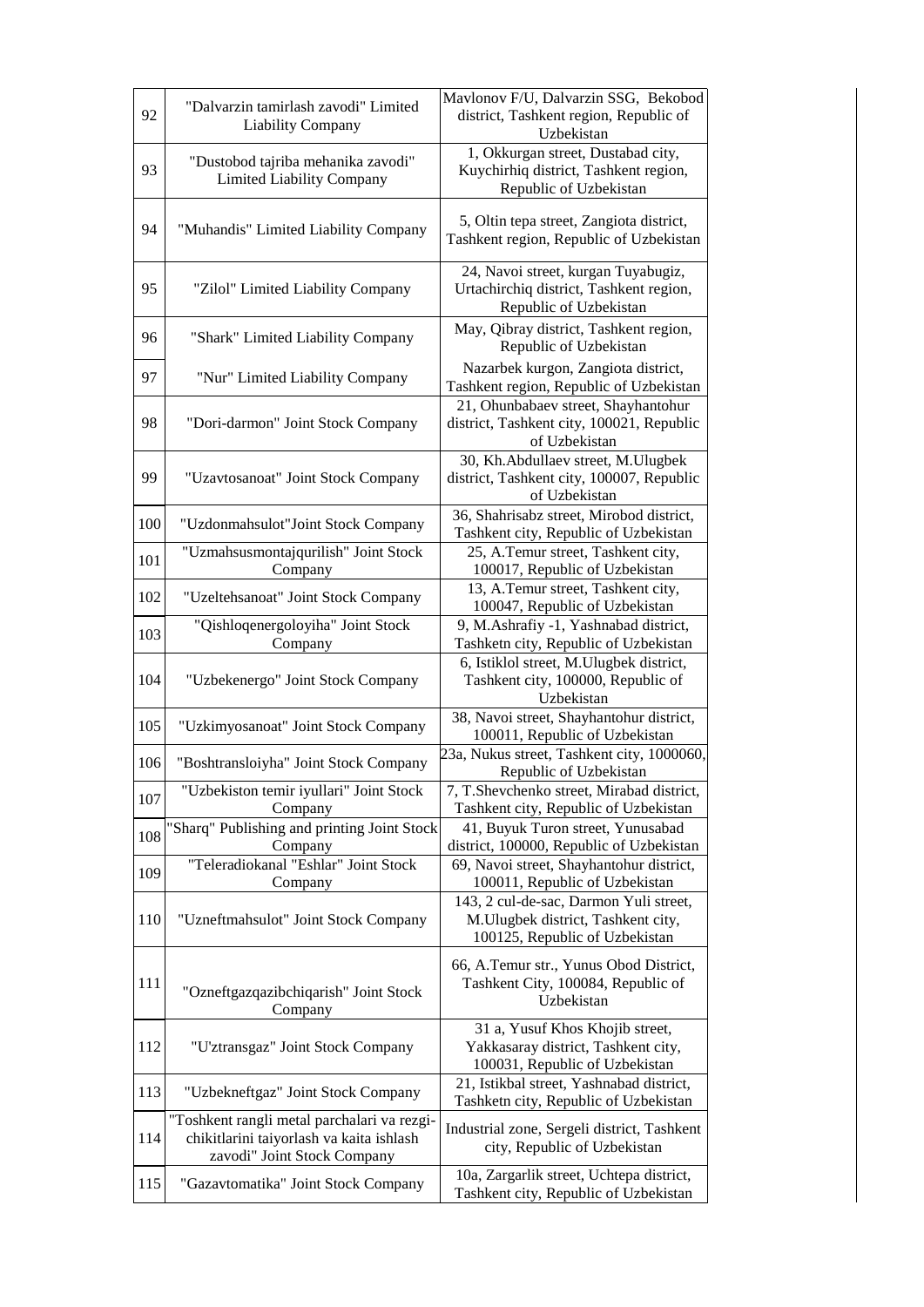| 92 | "Dalvarzin tamirlash zavodi" Limited Liability Company | Mavlonov F/U, Dalvarzin SSG, Bekobod district, Tashkent region, Republic of Uzbekistan |
|---|---|---|
| 93 | "Dustobod tajriba mehanika zavodi" Limited Liability Company | 1, Okkurgan street, Dustabad city, Kuychirhiq district, Tashkent region, Republic of Uzbekistan |
| 94 | "Muhandis" Limited Liability Company | 5, Oltin tepa street, Zangiota district, Tashkent region, Republic of Uzbekistan |
| 95 | "Zilol" Limited Liability Company | 24, Navoi street, kurgan Tuyabugiz, Urtachirchiq district, Tashkent region, Republic of Uzbekistan |
| 96 | "Shark" Limited Liability Company | May, Qibray district, Tashkent region, Republic of Uzbekistan |
| 97 | "Nur" Limited Liability Company | Nazarbek kurgon, Zangiota district, Tashkent region, Republic of Uzbekistan |
| 98 | "Dori-darmon" Joint Stock Company | 21, Ohunbabaev street, Shayhantohur district, Tashkent city, 100021, Republic of Uzbekistan |
| 99 | "Uzavtosanoat" Joint Stock Company | 30, Kh.Abdullaev street, M.Ulugbek district, Tashkent city, 100007, Republic of Uzbekistan |
| 100 | "Uzdonmahsulot"Joint Stock Company | 36, Shahrisabz street, Mirobod district, Tashkent city, Republic of Uzbekistan |
| 101 | "Uzmahsusmontajqurilish" Joint Stock Company | 25, A.Temur street, Tashkent city, 100017, Republic of Uzbekistan |
| 102 | "Uzeltehsanoat" Joint Stock Company | 13, A.Temur street, Tashkent city, 100047, Republic of Uzbekistan |
| 103 | "Qishloqenergoloyiha" Joint Stock Company | 9, M.Ashrafiy -1, Yashnabad district, Tashketn city, Republic of Uzbekistan |
| 104 | "Uzbekenergo" Joint Stock Company | 6, Istiklol street, M.Ulugbek district, Tashkent city, 100000, Republic of Uzbekistan |
| 105 | "Uzkimyosanoat" Joint Stock Company | 38, Navoi street, Shayhantohur district, 100011, Republic of Uzbekistan |
| 106 | "Boshtransloiyha" Joint Stock Company | 23a, Nukus street, Tashkent city, 1000060, Republic of Uzbekistan |
| 107 | "Uzbekiston temir iyullari" Joint Stock Company | 7, T.Shevchenko street, Mirabad district, Tashkent city, Republic of Uzbekistan |
| 108 | "Sharq" Publishing and printing Joint Stock Company | 41, Buyuk Turon street, Yunusabad district, 100000, Republic of Uzbekistan |
| 109 | "Teleradiokanal "Eshlar" Joint Stock Company | 69, Navoi street, Shayhantohur district, 100011, Republic of Uzbekistan |
| 110 | "Uzneftmahsulot" Joint Stock Company | 143, 2 cul-de-sac, Darmon Yuli street, M.Ulugbek district, Tashkent city, 100125, Republic of Uzbekistan |
| 111 | "Ozneftgazqazibchiqarish" Joint Stock Company | 66, A.Temur str., Yunus Obod District, Tashkent City, 100084, Republic of Uzbekistan |
| 112 | "U'ztransgaz" Joint Stock Company | 31 a, Yusuf Khos Khojib street, Yakkasaray district, Tashkent city, 100031, Republic of Uzbekistan |
| 113 | "Uzbekneftgaz" Joint Stock Company | 21, Istikbal street, Yashnabad district, Tashketn city, Republic of Uzbekistan |
| 114 | "Toshkent rangli metal parchalari va rezgi-chikitlarini taiyorlash va kaita ishlash zavodi" Joint Stock Company | Industrial zone, Sergeli district, Tashkent city, Republic of Uzbekistan |
| 115 | "Gazavtomatika" Joint Stock Company | 10a, Zargarlik street, Uchtepa district, Tashkent city, Republic of Uzbekistan |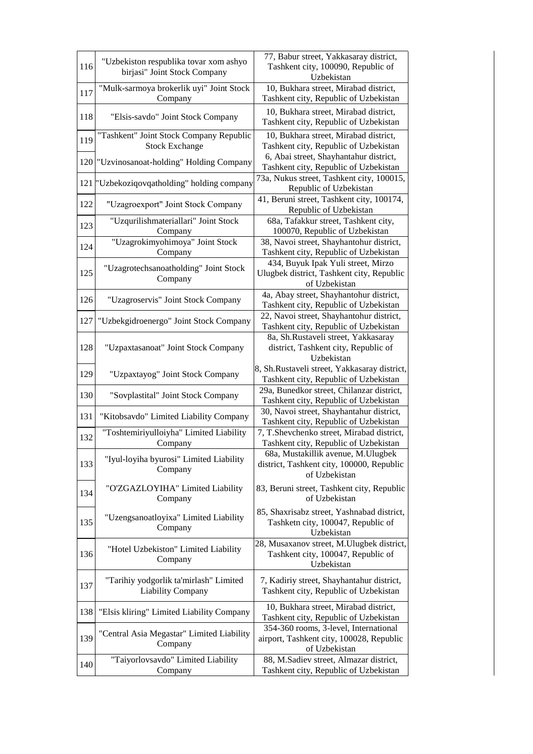| 116 | "Uzbekiston respublika tovar xom ashyo birjasi" Joint Stock Company | 77, Babur street, Yakkasaray district, Tashkent city, 100090, Republic of Uzbekistan |
|---|---|---|
| 117 | "Mulk-sarmoya brokerlik uyi" Joint Stock Company | 10, Bukhara street, Mirabad district, Tashkent city, Republic of Uzbekistan |
| 118 | "Elsis-savdo" Joint Stock Company | 10, Bukhara street, Mirabad district, Tashkent city, Republic of Uzbekistan |
| 119 | "Tashkent" Joint Stock Company Republic Stock Exchange | 10, Bukhara street, Mirabad district, Tashkent city, Republic of Uzbekistan |
| 120 | "Uzvinosanoat-holding" Holding Company | 6, Abai street, Shayhantahur district, Tashkent city, Republic of Uzbekistan |
| 121 | "Uzbekoziqovqatholding" holding company | 73a, Nukus street, Tashkent city, 100015, Republic of Uzbekistan |
| 122 | "Uzagroexport" Joint Stock Company | 41, Beruni street, Tashkent city, 100174, Republic of Uzbekistan |
| 123 | "Uzqurilishmateriallari" Joint Stock Company | 68a, Tafakkur street, Tashkent city, 100070, Republic of Uzbekistan |
| 124 | "Uzagrokimyohimoya" Joint Stock Company | 38, Navoi street, Shayhantohur district, Tashkent city, Republic of Uzbekistan |
| 125 | "Uzagrotechsanoatholding" Joint Stock Company | 434, Buyuk Ipak Yuli street, Mirzo Ulugbek district, Tashkent city, Republic of Uzbekistan |
| 126 | "Uzagroservis" Joint Stock Company | 4a, Abay street, Shayhantohur district, Tashkent city, Republic of Uzbekistan |
| 127 | "Uzbekgidroenergo" Joint Stock Company | 22, Navoi street, Shayhantohur district, Tashkent city, Republic of Uzbekistan |
| 128 | "Uzpaxtasanoat" Joint Stock Company | 8a, Sh.Rustaveli street, Yakkasaray district, Tashkent city, Republic of Uzbekistan |
| 129 | "Uzpaxtayog" Joint Stock Company | 8, Sh.Rustaveli street, Yakkasaray district, Tashkent city, Republic of Uzbekistan |
| 130 | "Sovplastital" Joint Stock Company | 29a, Bunedkor street, Chilanzar district, Tashkent city, Republic of Uzbekistan |
| 131 | "Kitobsavdo" Limited Liability Company | 30, Navoi street, Shayhantahur district, Tashkent city, Republic of Uzbekistan |
| 132 | "Toshtemiriyulloiyha" Limited Liability Company | 7, T.Shevchenko street, Mirabad district, Tashkent city, Republic of Uzbekistan |
| 133 | "Iyul-loyiha byurosi" Limited Liability Company | 68a, Mustakillik avenue, M.Ulugbek district, Tashkent city, 100000, Republic of Uzbekistan |
| 134 | "O'ZGAZLOYIHA" Limited Liability Company | 83, Beruni street, Tashkent city, Republic of Uzbekistan |
| 135 | "Uzengsanoatloyixa" Limited Liability Company | 85, Shaxrisabz street, Yashnabad district, Tashketn city, 100047, Republic of Uzbekistan |
| 136 | "Hotel Uzbekiston" Limited Liability Company | 28, Musaxanov street, M.Ulugbek district, Tashkent city, 100047, Republic of Uzbekistan |
| 137 | "Tarihiy yodgorlik ta'mirlash" Limited Liability Company | 7, Kadiriy street, Shayhantahur district, Tashkent city, Republic of Uzbekistan |
| 138 | "Elsis kliring" Limited Liability Company | 10, Bukhara street, Mirabad district, Tashkent city, Republic of Uzbekistan |
| 139 | "Central Asia Megastar" Limited Liability Company | 354-360 rooms, 3-level, International airport, Tashkent city, 100028, Republic of Uzbekistan |
| 140 | "Taiyorlovsavdo" Limited Liability Company | 88, M.Sadiev street, Almazar district, Tashkent city, Republic of Uzbekistan |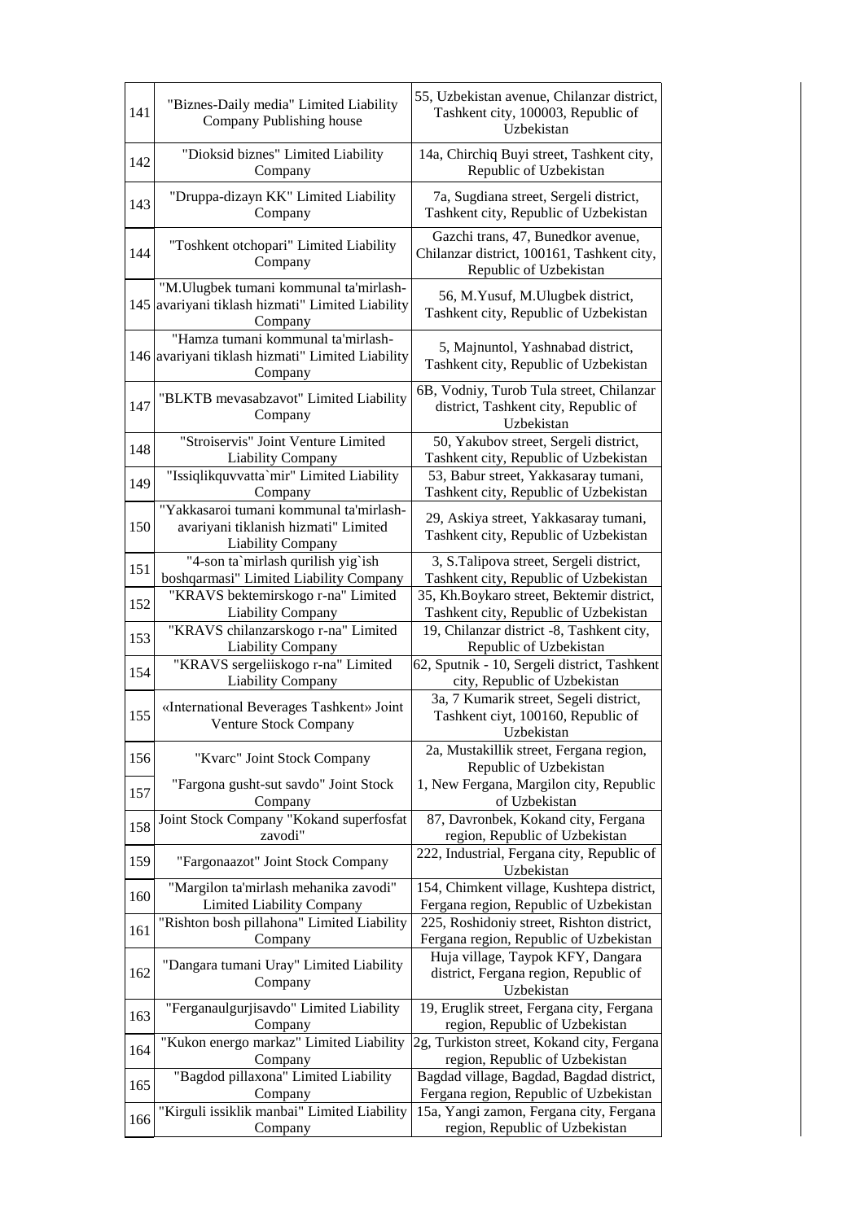| | | |
|---|---|---|
| 141 | "Biznes-Daily media" Limited Liability Company Publishing house | 55, Uzbekistan avenue, Chilanzar district, Tashkent city, 100003, Republic of Uzbekistan |
| 142 | "Dioksid biznes" Limited Liability Company | 14a, Chirchiq Buyi street, Tashkent city, Republic of Uzbekistan |
| 143 | "Druppa-dizayn KK" Limited Liability Company | 7a, Sugdiana street, Sergeli district, Tashkent city, Republic of Uzbekistan |
| 144 | "Toshkent otchopari" Limited Liability Company | Gazchi trans, 47, Bunedkor avenue, Chilanzar district, 100161, Tashkent city, Republic of Uzbekistan |
| 145 | "M.Ulugbek tumani kommunal ta'mirlash-avariyani tiklash hizmati" Limited Liability Company | 56, M.Yusuf, M.Ulugbek district, Tashkent city, Republic of Uzbekistan |
| 146 | "Hamza tumani kommunal ta'mirlash-avariyani tiklash hizmati" Limited Liability Company | 5, Majnuntol, Yashnabad district, Tashkent city, Republic of Uzbekistan |
| 147 | "BLKTB mevasabzavot" Limited Liability Company | 6B, Vodniy, Turob Tula street, Chilanzar district, Tashkent city, Republic of Uzbekistan |
| 148 | "Stroiservis" Joint Venture Limited Liability Company | 50, Yakubov street, Sergeli district, Tashkent city, Republic of Uzbekistan |
| 149 | "Issiqlikquvvatta`mir" Limited Liability Company | 53, Babur street, Yakkasaray tumani, Tashkent city, Republic of Uzbekistan |
| 150 | "Yakkasaroi tumani kommunal ta'mirlash-avariyani tiklanish hizmati" Limited Liability Company | 29, Askiya street, Yakkasaray tumani, Tashkent city, Republic of Uzbekistan |
| 151 | "4-son ta`mirlash qurilish yig`ish boshqarmasi" Limited Liability Company | 3, S.Talipova street, Sergeli district, Tashkent city, Republic of Uzbekistan |
| 152 | "KRAVS bektemirskogo r-na" Limited Liability Company | 35, Kh.Boykaro street, Bektemir district, Tashkent city, Republic of Uzbekistan |
| 153 | "KRAVS chilanzarskogo r-na" Limited Liability Company | 19, Chilanzar district -8, Tashkent city, Republic of Uzbekistan |
| 154 | "KRAVS sergeliiskogo r-na" Limited Liability Company | 62, Sputnik - 10, Sergeli district, Tashkent city, Republic of Uzbekistan |
| 155 | «International Beverages Tashkent» Joint Venture Stock Company | 3a, 7 Kumarik street, Segeli district, Tashkent ciyt, 100160, Republic of Uzbekistan |
| 156 | "Kvarc" Joint Stock Company | 2a, Mustakillik street, Fergana region, Republic of Uzbekistan |
| 157 | "Fargona gusht-sut savdo" Joint Stock Company | 1, New Fergana, Margilon city, Republic of Uzbekistan |
| 158 | Joint Stock Company "Kokand superfosfat zavodi" | 87, Davronbek, Kokand city, Fergana region, Republic of Uzbekistan |
| 159 | "Fargonaazot" Joint Stock Company | 222, Industrial, Fergana city, Republic of Uzbekistan |
| 160 | "Margilon ta'mirlash mehanika zavodi" Limited Liability Company | 154, Chimkent village, Kushtepa district, Fergana region, Republic of Uzbekistan |
| 161 | "Rishton bosh pillahona" Limited Liability Company | 225, Roshidoniy street, Rishton district, Fergana region, Republic of Uzbekistan |
| 162 | "Dangara tumani Uray" Limited Liability Company | Huja village, Taypok KFY, Dangara district, Fergana region, Republic of Uzbekistan |
| 163 | "Ferganaulgurjisavdo" Limited Liability Company | 19, Eruglik street, Fergana city, Fergana region, Republic of Uzbekistan |
| 164 | "Kukon energo markaz" Limited Liability Company | 2g, Turkiston street, Kokand city, Fergana region, Republic of Uzbekistan |
| 165 | "Bagdod pillaxona" Limited Liability Company | Bagdad village, Bagdad, Bagdad district, Fergana region, Republic of Uzbekistan |
| 166 | "Kirguli issiklik manbai" Limited Liability Company | 15a, Yangi zamon, Fergana city, Fergana region, Republic of Uzbekistan |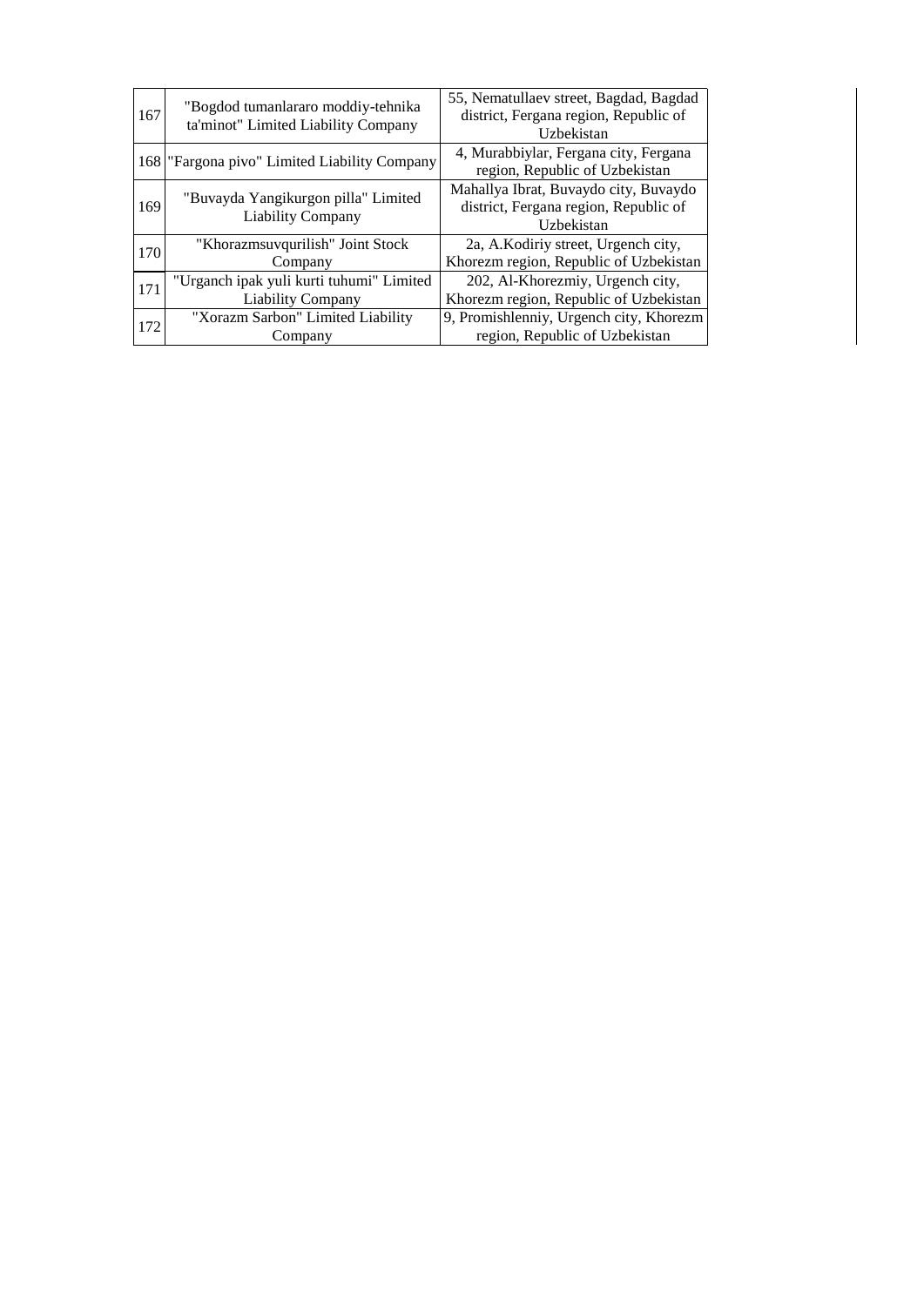| | | |
|---|---|---|
| 167 | "Bogdod tumanlararo moddiy-tehnika ta'minot" Limited Liability Company | 55, Nematullaev street, Bagdad, Bagdad district, Fergana region, Republic of Uzbekistan |
| 168 | "Fargona pivo" Limited Liability Company | 4, Murabbiylar, Fergana city, Fergana region, Republic of Uzbekistan |
| 169 | "Buvayda Yangikurgon pilla" Limited Liability Company | Mahallya Ibrat, Buvaydo city, Buvaydo district, Fergana region, Republic of Uzbekistan |
| 170 | "Khorazmsuvqurilish" Joint Stock Company | 2a, A.Kodiriy street, Urgench city, Khorezm region, Republic of Uzbekistan |
| 171 | "Urganch ipak yuli kurti tuhumi" Limited Liability Company | 202, Al-Khorezmiy, Urgench city, Khorezm region, Republic of Uzbekistan |
| 172 | "Xorazm Sarbon" Limited Liability Company | 9, Promishlenniy, Urgench city, Khorezm region, Republic of Uzbekistan |